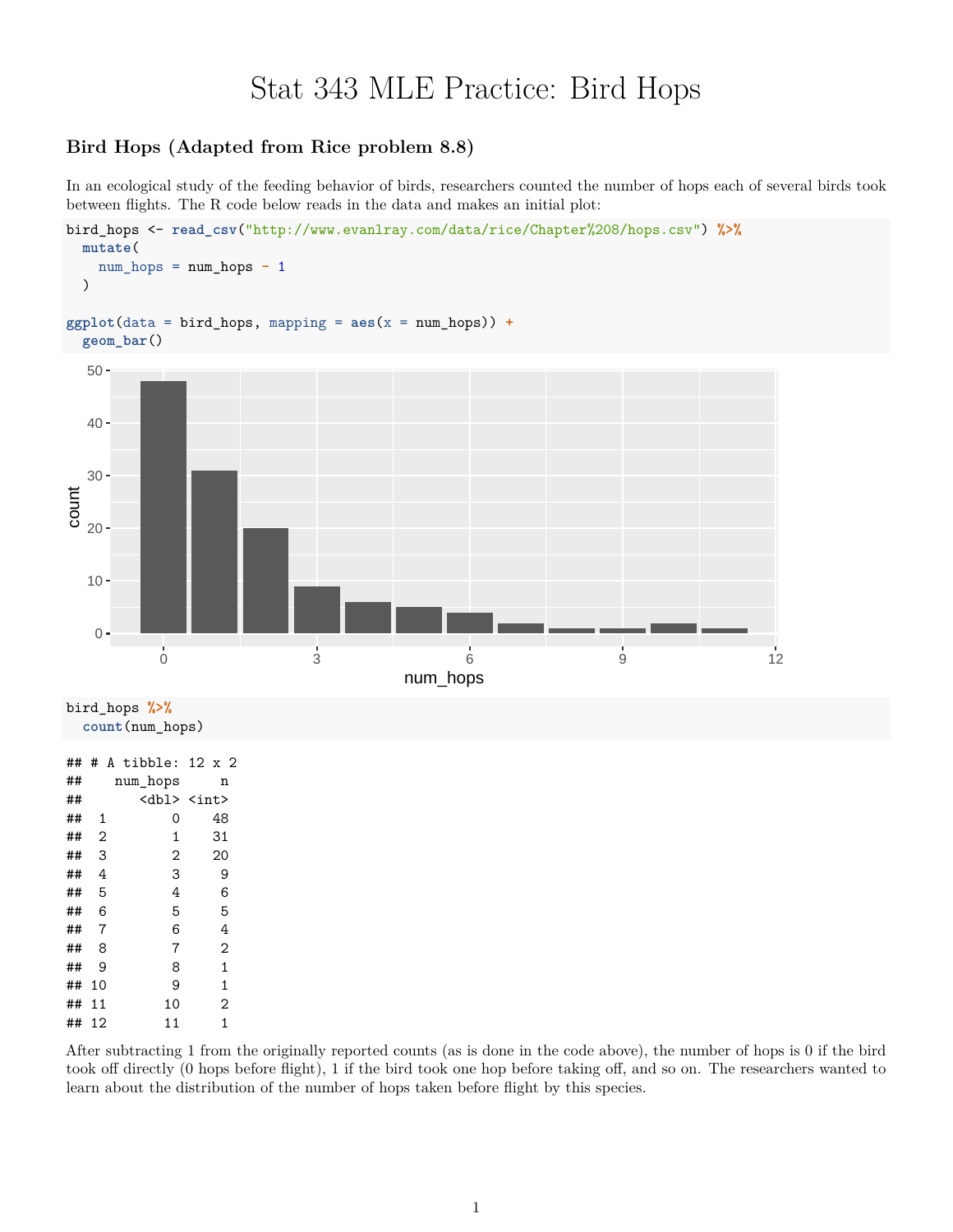# Stat 343 MLE Practice: Bird Hops

### Bird Hops (Adapted from Rice problem 8.8)

In an ecological study of the feeding behavior of birds, researchers counted the number of hops each of several birds took between flights. The R code below reads in the data and makes an initial plot:

```
bird_hops <- read_csv("http://www.evanlray.com/data/rice/Chapter%208/hops.csv") %>%
  mutate(
    num_hops = num_hops - 1
  )

ggplot(data = bird_hops, mapping = aes(x = num_hops)) +
  geom_bar()
```

```
bird_hops %>%
  count(num_hops)
```

```
## # A tibble: 12 x 2
##    num_hops     n
##       <dbl> <int>
##  1        0    48
##  2        1    31
##  3        2    20
##  4        3     9
##  5        4     6
##  6        5     5
##  7        6     4
##  8        7     2
##  9        8     1
## 10        9     1
## 11       10     2
## 12       11     1
```

After subtracting 1 from the originally reported counts (as is done in the code above), the number of hops is 0 if the bird took off directly (0 hops before flight), 1 if the bird took one hop before taking off, and so on. The researchers wanted to learn about the distribution of the number of hops taken before flight by this species.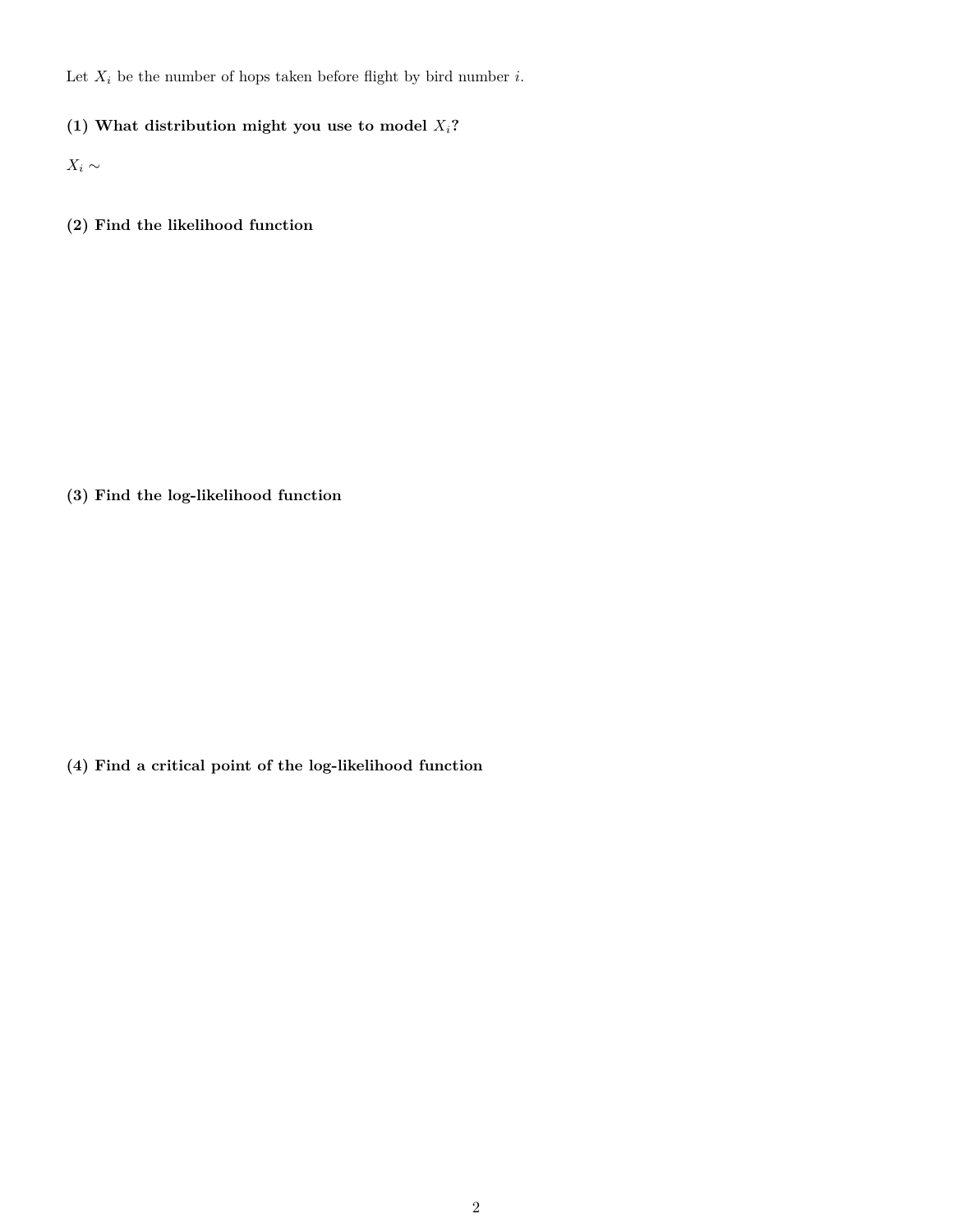Let $X_i$ be the number of hops taken before flight by bird number $i$.

**(1) What distribution might you use to model $X_i$?**

$X_i \sim$

**(2) Find the likelihood function**

**(3) Find the log-likelihood function**

**(4) Find a critical point of the log-likelihood function**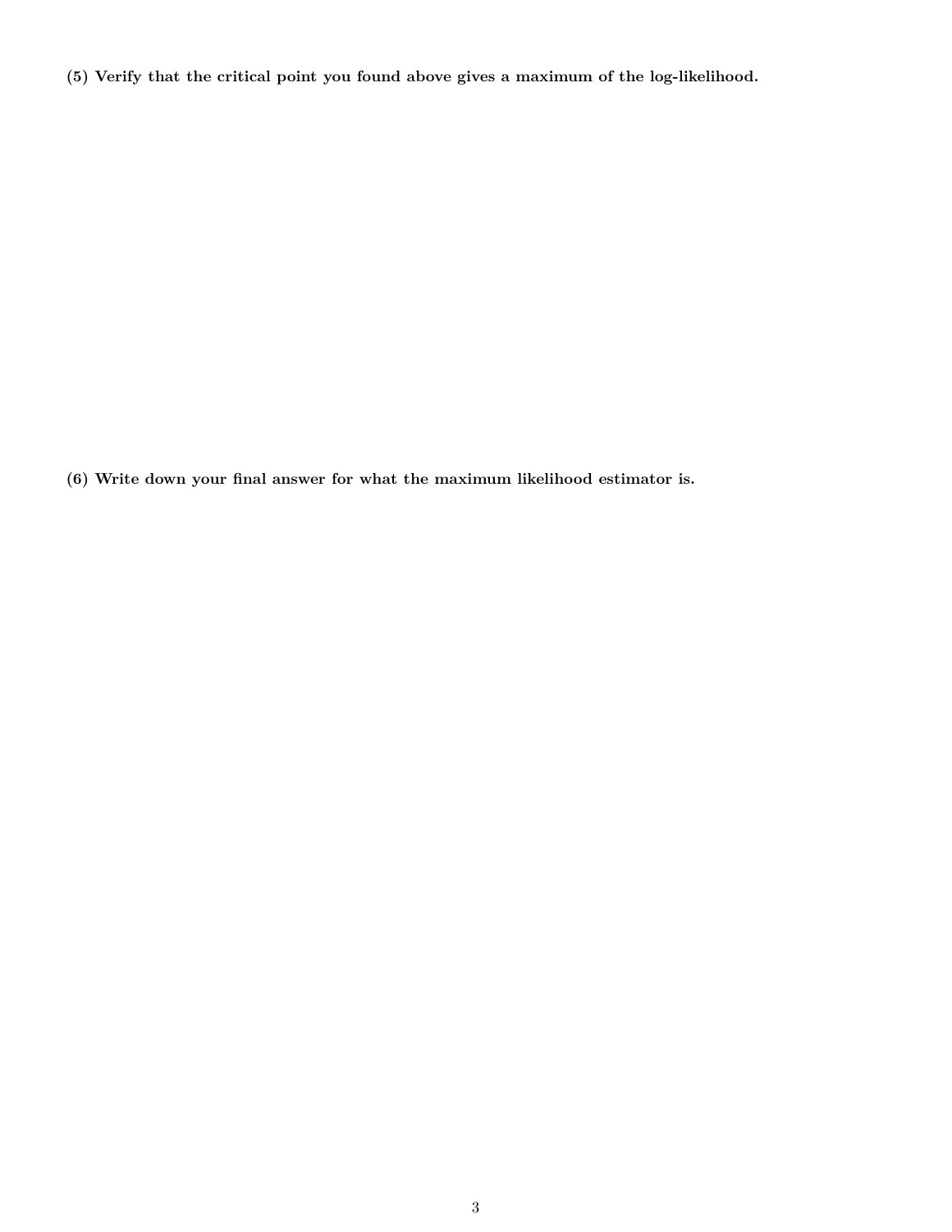**(5) Verify that the critical point you found above gives a maximum of the log-likelihood.**

**(6) Write down your final answer for what the maximum likelihood estimator is.**